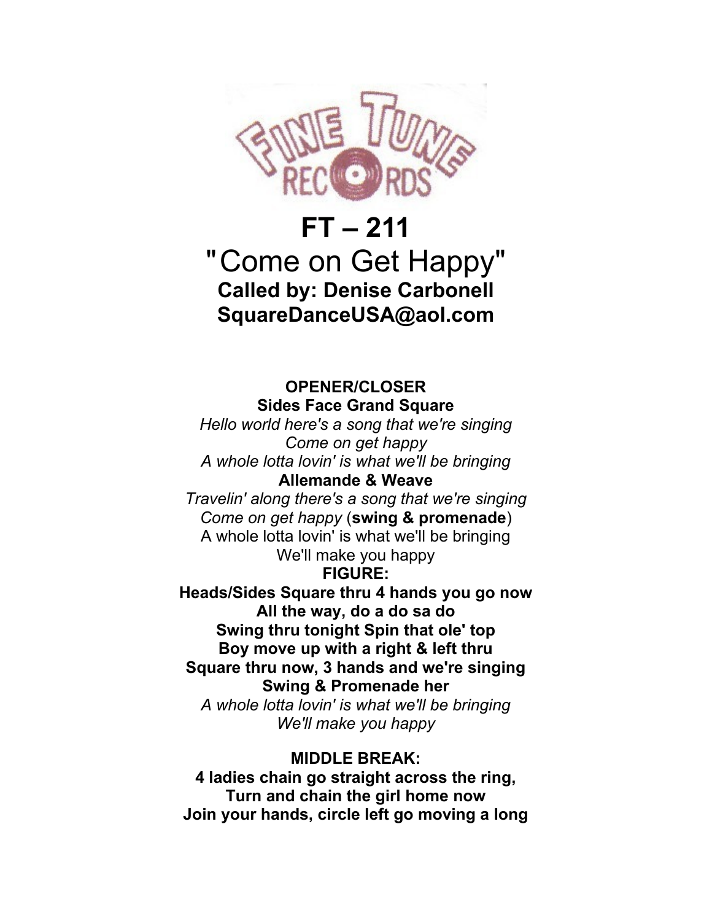FINE TUNE RECORDS

# FT – 211

## "Come on Get Happy"

**Called by: Denise Carbonell**
**SquareDanceUSA@aol.com**

**OPENER/CLOSER**
**Sides Face Grand Square**
*Hello world here's a song that we're singing*
*Come on get happy*
*A whole lotta lovin' is what we'll be bringing*
**Allemande & Weave**
*Travelin' along there's a song that we're singing*
*Come on get happy* (**swing & promenade**)
A whole lotta lovin' is what we'll be bringing
We'll make you happy

**FIGURE:**
**Heads/Sides Square thru 4 hands you go now**
**All the way, do a do sa do**
**Swing thru tonight Spin that ole' top**
**Boy move up with a right & left thru**
**Square thru now, 3 hands and we're singing**
**Swing & Promenade her**
*A whole lotta lovin' is what we'll be bringing*
*We'll make you happy*

**MIDDLE BREAK:**
**4 ladies chain go straight across the ring,**
**Turn and chain the girl home now**
**Join your hands, circle left go moving a long**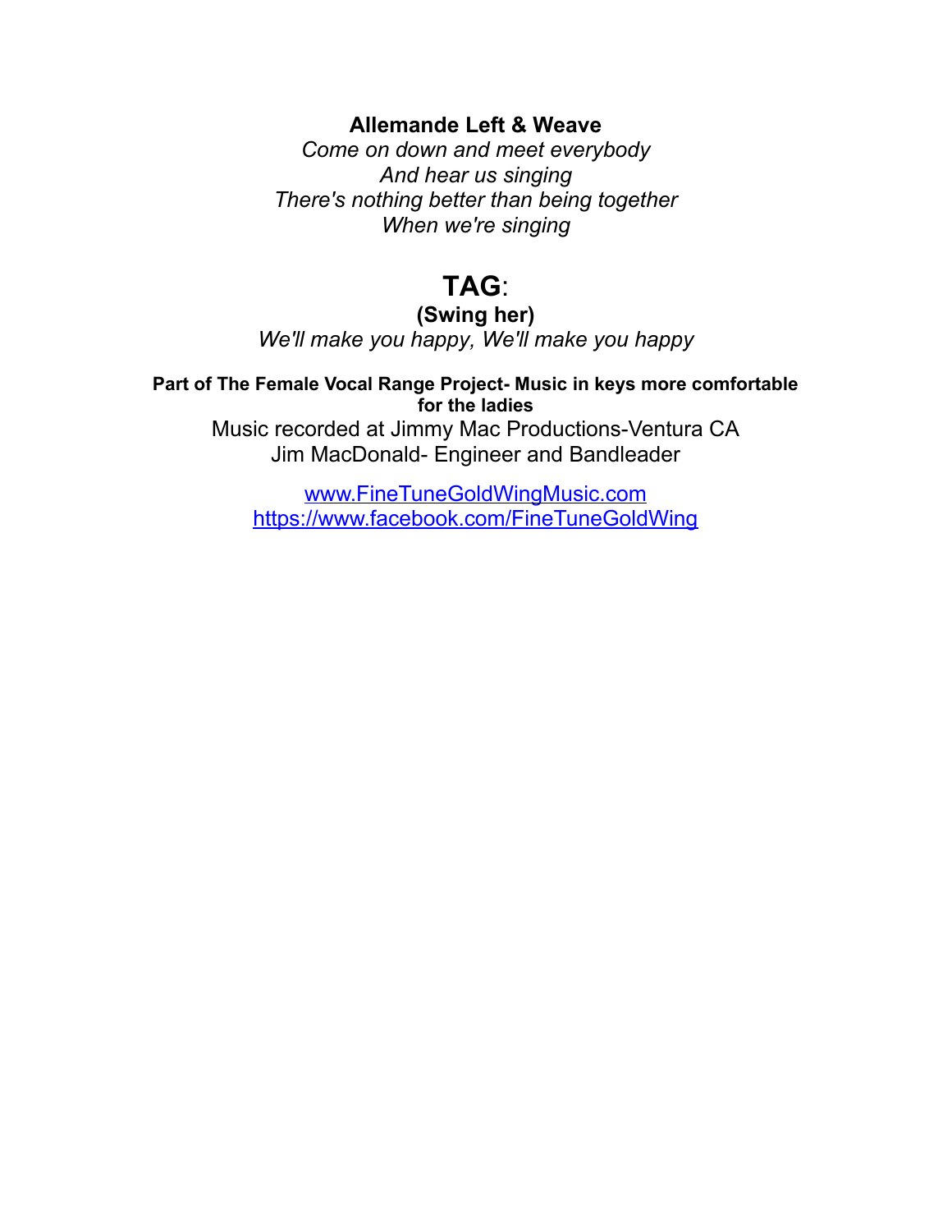**Allemande Left & Weave**

*Come on down and meet everybody*
*And hear us singing*
*There's nothing better than being together*
*When we're singing*

## TAG:

**(Swing her)**

*We'll make you happy, We'll make you happy*

**Part of The Female Vocal Range Project- Music in keys more comfortable for the ladies**

Music recorded at Jimmy Mac Productions-Ventura CA
Jim MacDonald- Engineer and Bandleader

www.FineTuneGoldWingMusic.com
https://www.facebook.com/FineTuneGoldWing